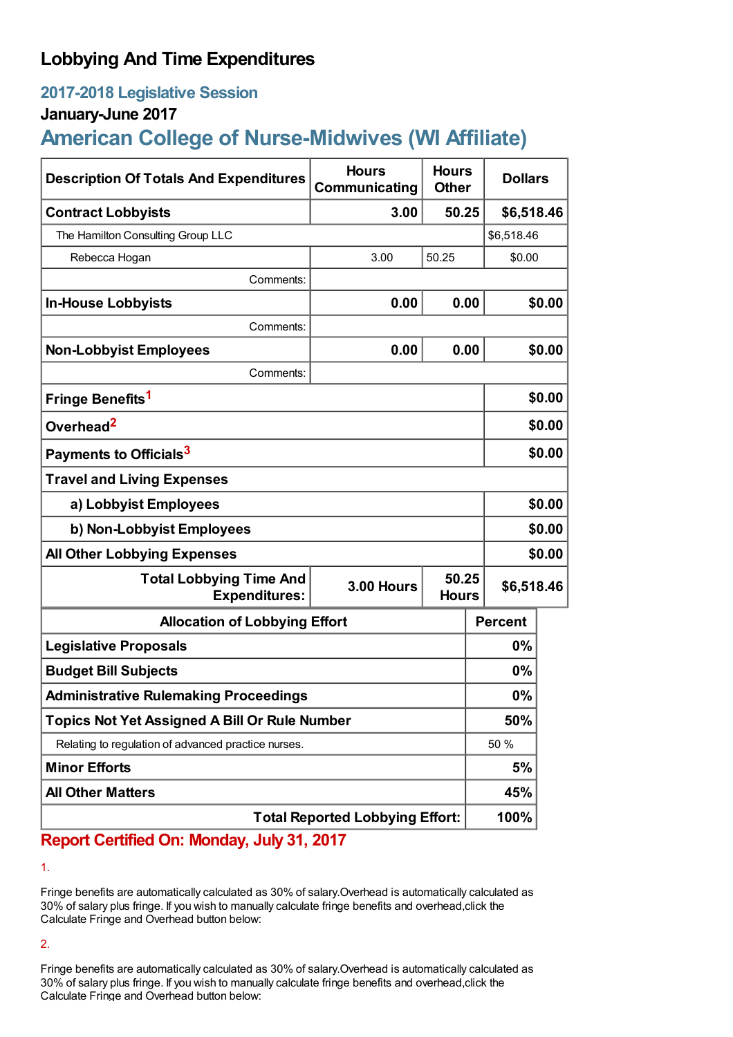# Lobbying And Time Expenditures

## 2017-2018 Legislative Session

### January-June 2017

## American College of Nurse-Midwives (WI Affiliate)

| Description Of Totals And Expenditures | Hours Communicating | Hours Other | Dollars |
|---|---|---|---|
| **Contract Lobbyists** | **3.00** | **50.25** | **$6,518.46** |
| The Hamilton Consulting Group LLC | | | $6,518.46 |
| Rebecca Hogan | 3.00 | 50.25 | $0.00 |
| Comments: | | | |
| **In-House Lobbyists** | **0.00** | **0.00** | **$0.00** |
| Comments: | | | |
| **Non-Lobbyist Employees** | **0.00** | **0.00** | **$0.00** |
| Comments: | | | |
| **Fringe Benefits**[1] | | | **$0.00** |
| **Overhead**[2] | | | **$0.00** |
| **Payments to Officials**[3] | | | **$0.00** |
| **Travel and Living Expenses** | | | |
| **a) Lobbyist Employees** | | | **$0.00** |
| **b) Non-Lobbyist Employees** | | | **$0.00** |
| **All Other Lobbying Expenses** | | | **$0.00** |
| **Total Lobbying Time And Expenditures:** | **3.00 Hours** | **50.25 Hours** | **$6,518.46** |

| Allocation of Lobbying Effort | Percent |
|---|---|
| **Legislative Proposals** | **0%** |
| **Budget Bill Subjects** | **0%** |
| **Administrative Rulemaking Proceedings** | **0%** |
| **Topics Not Yet Assigned A Bill Or Rule Number** | **50%** |
| Relating to regulation of advanced practice nurses. | 50 % |
| **Minor Efforts** | **5%** |
| **All Other Matters** | **45%** |
| **Total Reported Lobbying Effort:** | **100%** |

**Report Certified On: Monday, July 31, 2017**

1.

Fringe benefits are automatically calculated as 30% of salary.Overhead is automatically calculated as 30% of salary plus fringe. If you wish to manually calculate fringe benefits and overhead,click the Calculate Fringe and Overhead button below:

2.

Fringe benefits are automatically calculated as 30% of salary.Overhead is automatically calculated as 30% of salary plus fringe. If you wish to manually calculate fringe benefits and overhead,click the Calculate Fringe and Overhead button below: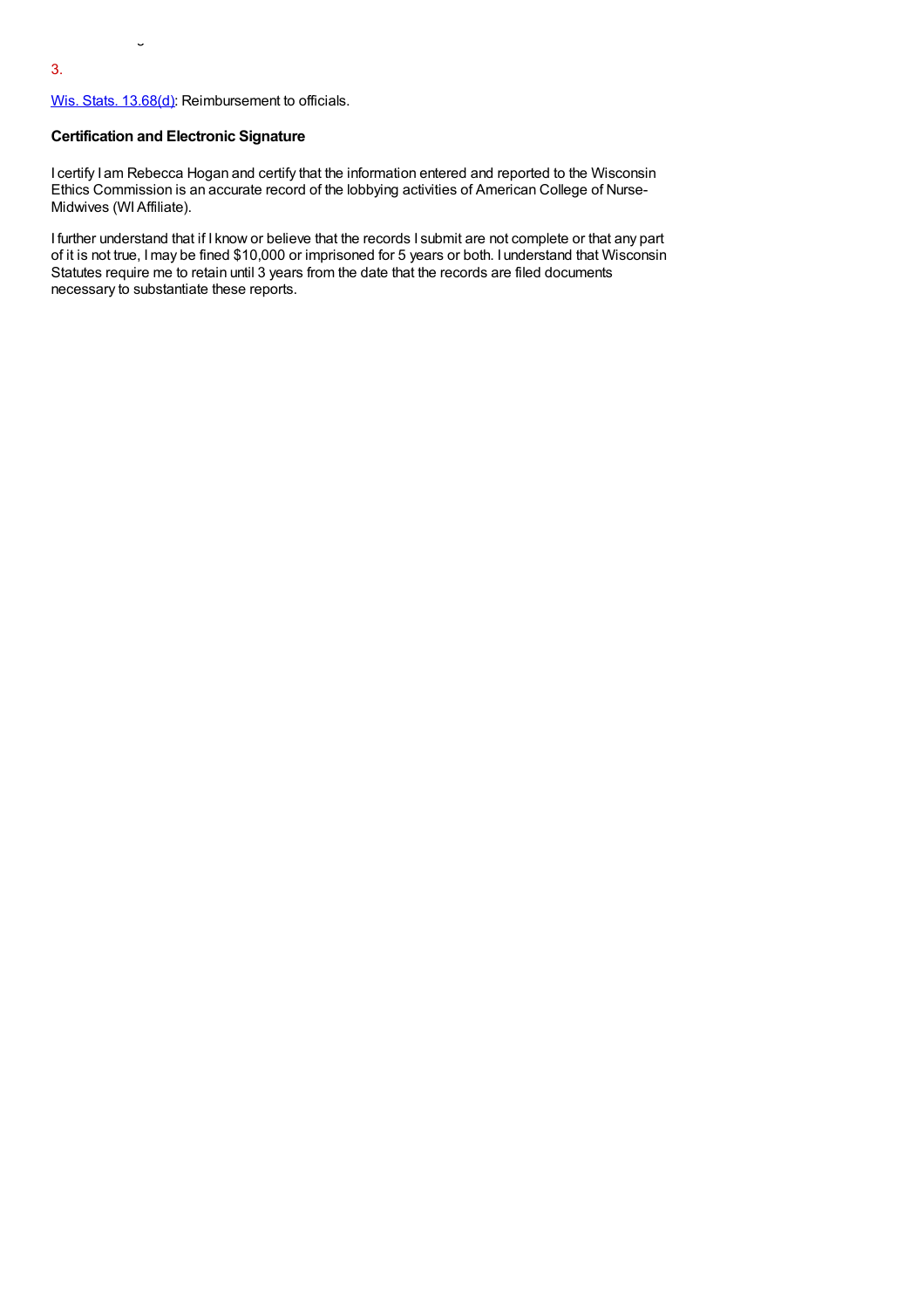3.

[Wis. Stats. 13.68(d)](#): Reimbursement to officials.

**Certification and Electronic Signature**

I certify I am Rebecca Hogan and certify that the information entered and reported to the Wisconsin Ethics Commission is an accurate record of the lobbying activities of American College of Nurse-Midwives (WI Affiliate).

I further understand that if I know or believe that the records I submit are not complete or that any part of it is not true, I may be fined $10,000 or imprisoned for 5 years or both. I understand that Wisconsin Statutes require me to retain until 3 years from the date that the records are filed documents necessary to substantiate these reports.